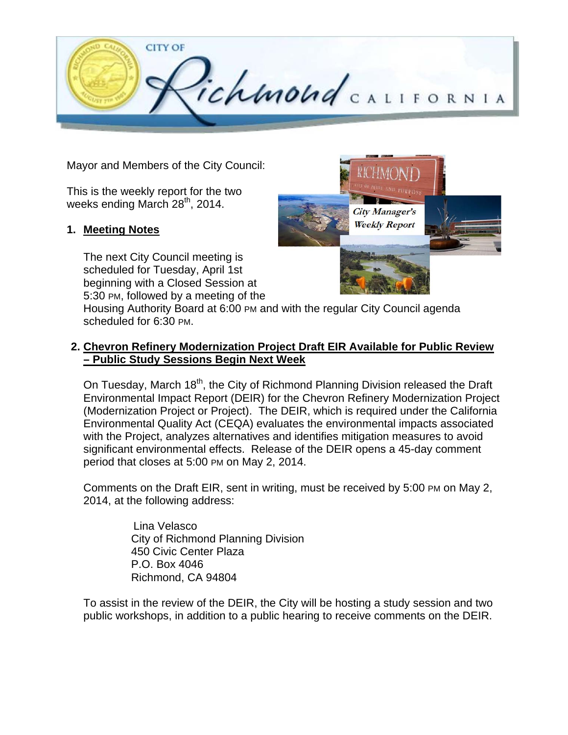Mayor and Members of the City Council:

This is the weekly report for the two weeks ending March 28th, 2014.

## 1. Meeting Notes

The next City Council meeting is scheduled for Tuesday, April 1st beginning with a Closed Session at 5:30 PM, followed by a meeting of the Housing Authority Board at 6:00 PM and with the regular City Council agenda scheduled for 6:30 PM.

## 2. Chevron Refinery Modernization Project Draft EIR Available for Public Review – Public Study Sessions Begin Next Week

On Tuesday, March 18th, the City of Richmond Planning Division released the Draft Environmental Impact Report (DEIR) for the Chevron Refinery Modernization Project (Modernization Project or Project). The DEIR, which is required under the California Environmental Quality Act (CEQA) evaluates the environmental impacts associated with the Project, analyzes alternatives and identifies mitigation measures to avoid significant environmental effects. Release of the DEIR opens a 45-day comment period that closes at 5:00 PM on May 2, 2014.

Comments on the Draft EIR, sent in writing, must be received by 5:00 PM on May 2, 2014, at the following address:

Lina Velasco
City of Richmond Planning Division
450 Civic Center Plaza
P.O. Box 4046
Richmond, CA 94804

To assist in the review of the DEIR, the City will be hosting a study session and two public workshops, in addition to a public hearing to receive comments on the DEIR.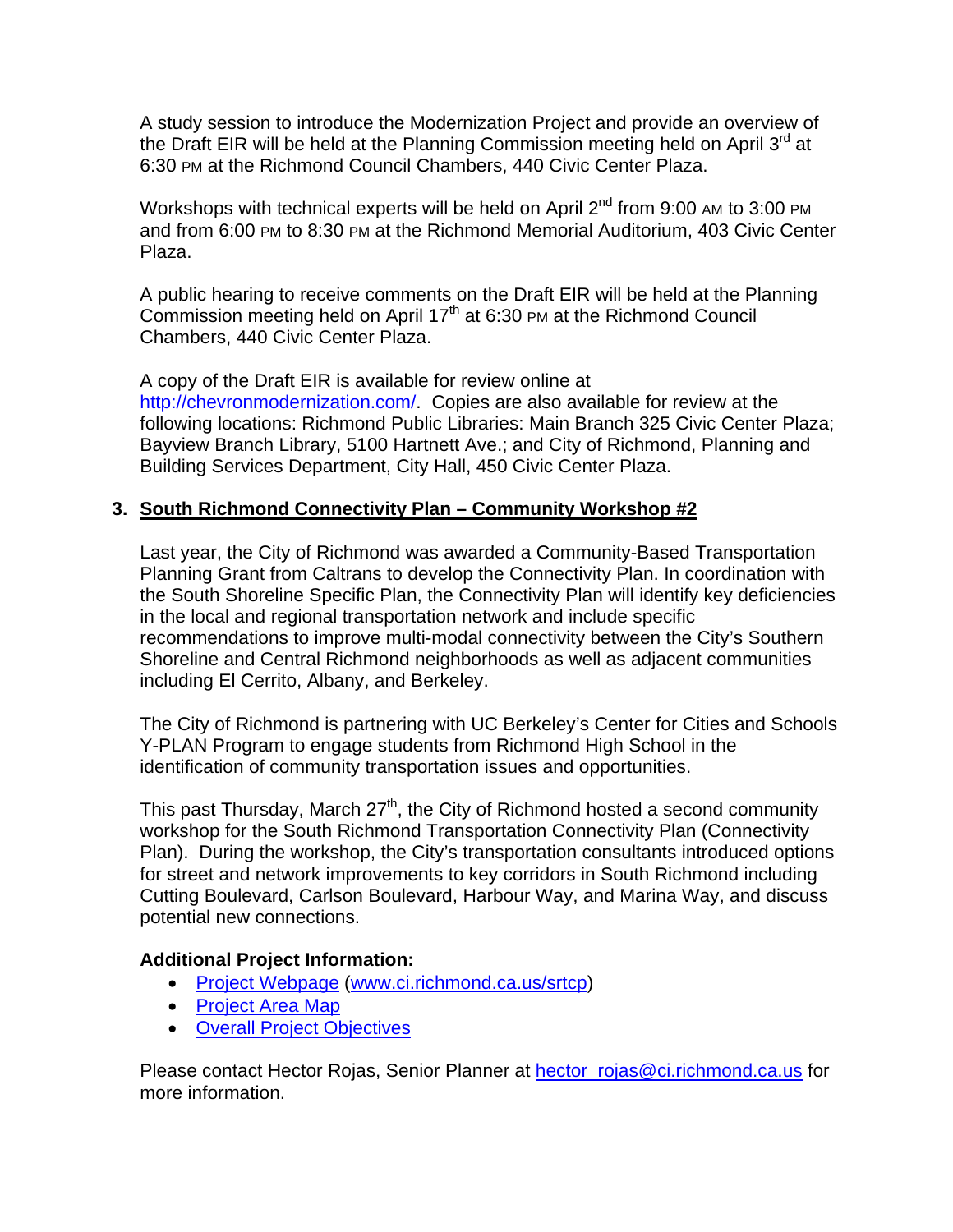A study session to introduce the Modernization Project and provide an overview of the Draft EIR will be held at the Planning Commission meeting held on April 3rd at 6:30 PM at the Richmond Council Chambers, 440 Civic Center Plaza.

Workshops with technical experts will be held on April 2nd from 9:00 AM to 3:00 PM and from 6:00 PM to 8:30 PM at the Richmond Memorial Auditorium, 403 Civic Center Plaza.

A public hearing to receive comments on the Draft EIR will be held at the Planning Commission meeting held on April 17th at 6:30 PM at the Richmond Council Chambers, 440 Civic Center Plaza.

A copy of the Draft EIR is available for review online at http://chevronmodernization.com/. Copies are also available for review at the following locations: Richmond Public Libraries: Main Branch 325 Civic Center Plaza; Bayview Branch Library, 5100 Hartnett Ave.; and City of Richmond, Planning and Building Services Department, City Hall, 450 Civic Center Plaza.

### 3. South Richmond Connectivity Plan – Community Workshop #2

Last year, the City of Richmond was awarded a Community-Based Transportation Planning Grant from Caltrans to develop the Connectivity Plan. In coordination with the South Shoreline Specific Plan, the Connectivity Plan will identify key deficiencies in the local and regional transportation network and include specific recommendations to improve multi-modal connectivity between the City's Southern Shoreline and Central Richmond neighborhoods as well as adjacent communities including El Cerrito, Albany, and Berkeley.

The City of Richmond is partnering with UC Berkeley's Center for Cities and Schools Y-PLAN Program to engage students from Richmond High School in the identification of community transportation issues and opportunities.

This past Thursday, March 27th, the City of Richmond hosted a second community workshop for the South Richmond Transportation Connectivity Plan (Connectivity Plan). During the workshop, the City's transportation consultants introduced options for street and network improvements to key corridors in South Richmond including Cutting Boulevard, Carlson Boulevard, Harbour Way, and Marina Way, and discuss potential new connections.

**Additional Project Information:**

- Project Webpage (www.ci.richmond.ca.us/srtcp)
- Project Area Map
- Overall Project Objectives

Please contact Hector Rojas, Senior Planner at hector_rojas@ci.richmond.ca.us for more information.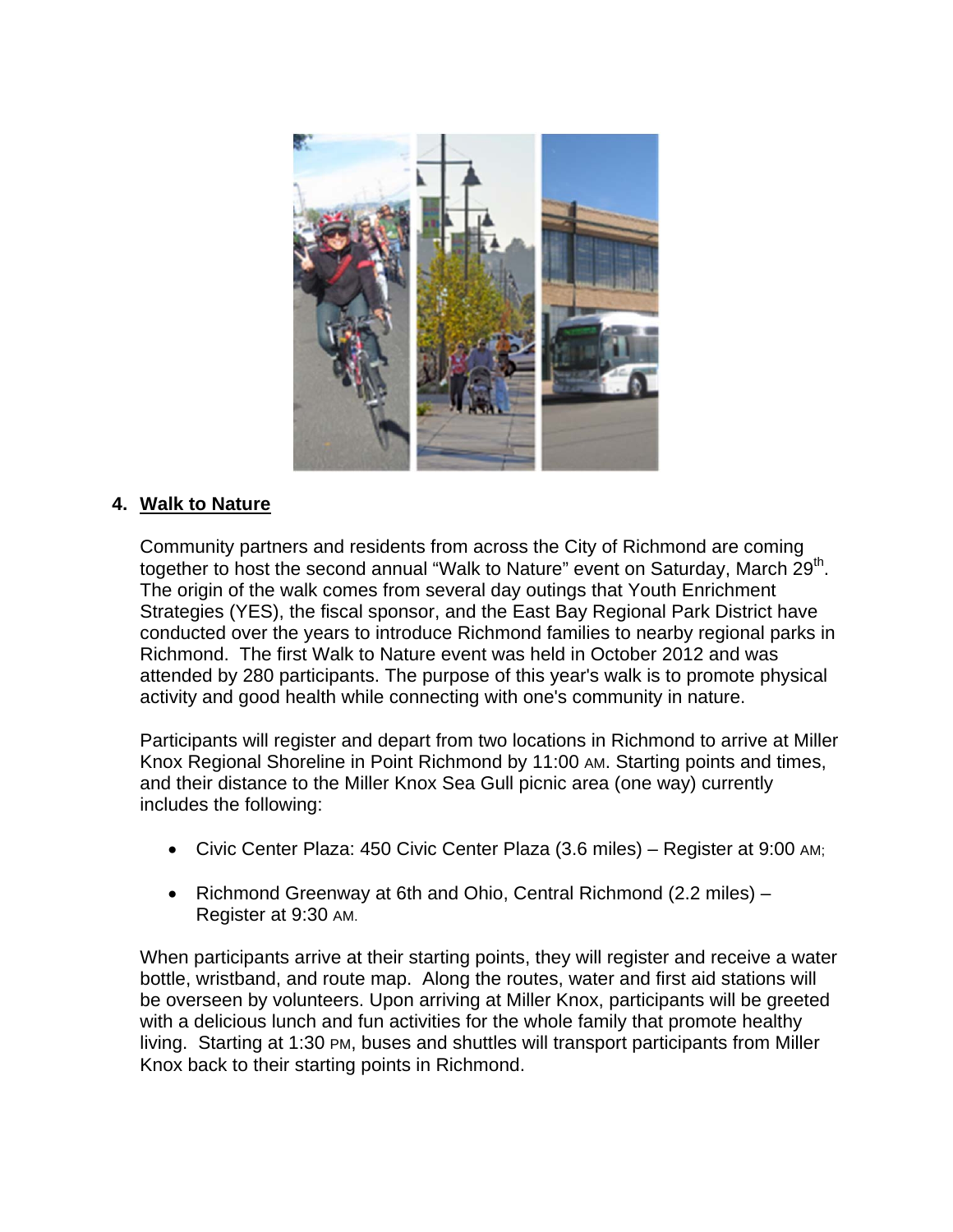## 4. Walk to Nature

Community partners and residents from across the City of Richmond are coming together to host the second annual "Walk to Nature" event on Saturday, March 29th. The origin of the walk comes from several day outings that Youth Enrichment Strategies (YES), the fiscal sponsor, and the East Bay Regional Park District have conducted over the years to introduce Richmond families to nearby regional parks in Richmond. The first Walk to Nature event was held in October 2012 and was attended by 280 participants. The purpose of this year's walk is to promote physical activity and good health while connecting with one's community in nature.

Participants will register and depart from two locations in Richmond to arrive at Miller Knox Regional Shoreline in Point Richmond by 11:00 AM. Starting points and times, and their distance to the Miller Knox Sea Gull picnic area (one way) currently includes the following:

- Civic Center Plaza: 450 Civic Center Plaza (3.6 miles) – Register at 9:00 AM;
- Richmond Greenway at 6th and Ohio, Central Richmond (2.2 miles) – Register at 9:30 AM.

When participants arrive at their starting points, they will register and receive a water bottle, wristband, and route map. Along the routes, water and first aid stations will be overseen by volunteers. Upon arriving at Miller Knox, participants will be greeted with a delicious lunch and fun activities for the whole family that promote healthy living. Starting at 1:30 PM, buses and shuttles will transport participants from Miller Knox back to their starting points in Richmond.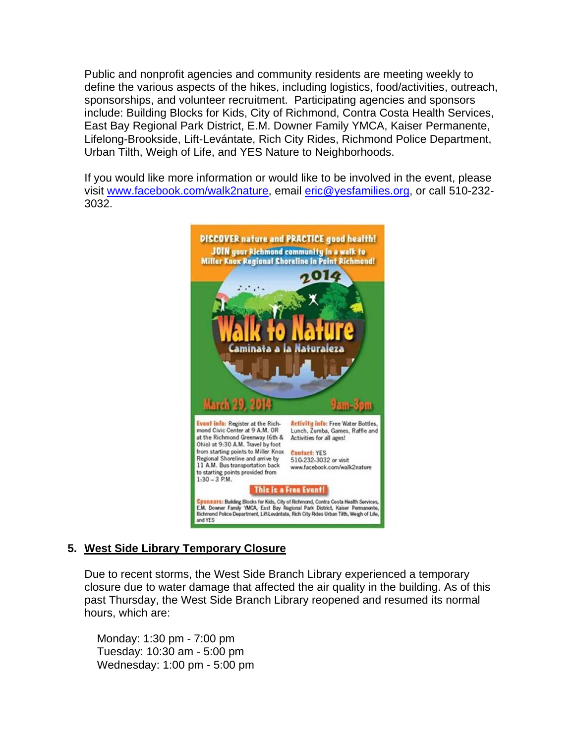Public and nonprofit agencies and community residents are meeting weekly to define the various aspects of the hikes, including logistics, food/activities, outreach, sponsorships, and volunteer recruitment. Participating agencies and sponsors include: Building Blocks for Kids, City of Richmond, Contra Costa Health Services, East Bay Regional Park District, E.M. Downer Family YMCA, Kaiser Permanente, Lifelong-Brookside, Lift-Levántate, Rich City Rides, Richmond Police Department, Urban Tilth, Weigh of Life, and YES Nature to Neighborhoods.

If you would like more information or would like to be involved in the event, please visit www.facebook.com/walk2nature, email eric@yesfamilies.org, or call 510-232-3032.

**DISCOVER nature and PRACTICE good health!**
**JOIN your Richmond community in a walk to Miller Knox Regional Shoreline in Point Richmond!**

**2014 Walk to Nature**
**Caminata a la Naturaleza**

**March 29, 2014 — 9am-3pm**

**Event info:** Register at the Richmond Civic Center at 9 A.M. OR at the Richmond Greenway (6th & Ohio) at 9:30 A.M. Travel by foot from starting points to Miller Knox Regional Shoreline and arrive by 11 A.M. Bus transportation back to starting points provided from 1:30 – 3 P.M.

**Activity info:** Free Water Bottles, Lunch, Zumba, Games, Raffle and Activities for all ages!

**Contact:** YES
510-232-3032 or visit
www.facebook.com/walk2nature

**This is a Free Event!**

**Sponsors:** Building Blocks for Kids, City of Richmond, Contra Costa Health Services, E.M. Downer Family YMCA, East Bay Regional Park District, Kaiser Permanente, Richmond Police Department, Lift.Levántate, Rich City Rides Urban Tilth, Weigh of Life, and YES

## 5. West Side Library Temporary Closure

Due to recent storms, the West Side Branch Library experienced a temporary closure due to water damage that affected the air quality in the building. As of this past Thursday, the West Side Branch Library reopened and resumed its normal hours, which are:

Monday: 1:30 pm - 7:00 pm
Tuesday: 10:30 am - 5:00 pm
Wednesday: 1:00 pm - 5:00 pm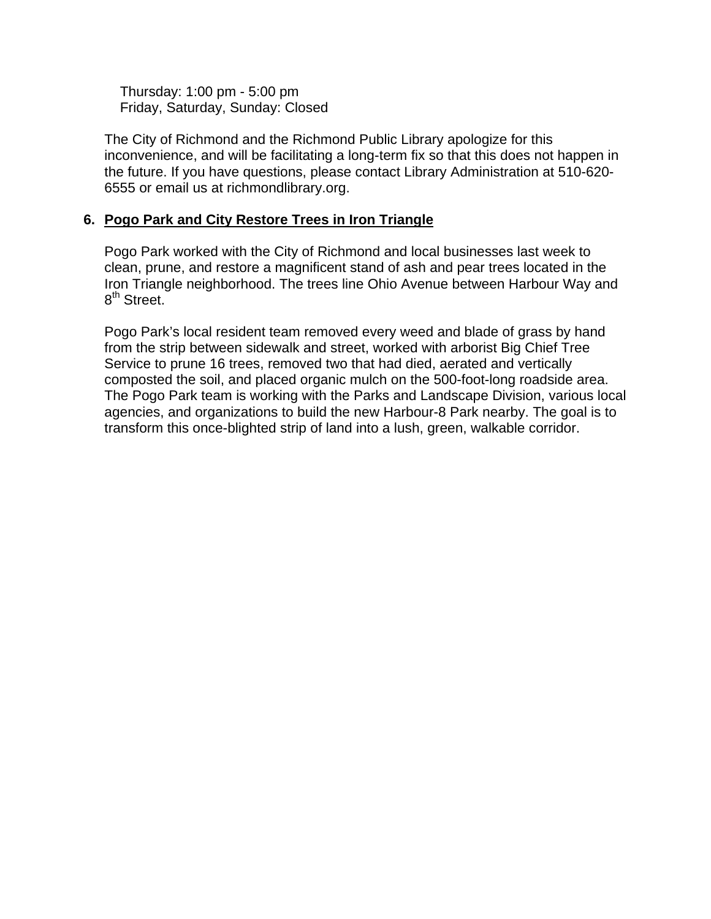Thursday: 1:00 pm - 5:00 pm
Friday, Saturday, Sunday: Closed

The City of Richmond and the Richmond Public Library apologize for this inconvenience, and will be facilitating a long-term fix so that this does not happen in the future. If you have questions, please contact Library Administration at 510-620-6555 or email us at richmondlibrary.org.

6. **Pogo Park and City Restore Trees in Iron Triangle**

Pogo Park worked with the City of Richmond and local businesses last week to clean, prune, and restore a magnificent stand of ash and pear trees located in the Iron Triangle neighborhood. The trees line Ohio Avenue between Harbour Way and 8th Street.

Pogo Park's local resident team removed every weed and blade of grass by hand from the strip between sidewalk and street, worked with arborist Big Chief Tree Service to prune 16 trees, removed two that had died, aerated and vertically composted the soil, and placed organic mulch on the 500-foot-long roadside area. The Pogo Park team is working with the Parks and Landscape Division, various local agencies, and organizations to build the new Harbour-8 Park nearby. The goal is to transform this once-blighted strip of land into a lush, green, walkable corridor.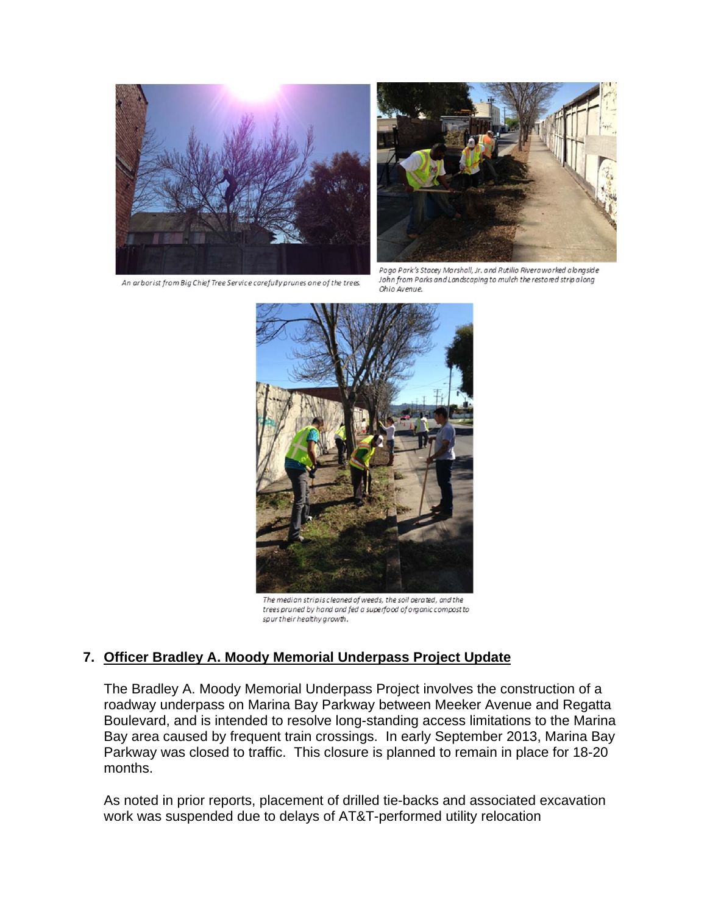An arborist from Big Chief Tree Service carefully prunes one of the trees.

Pogo Park's Stacey Marshall, Jr. and Rutilio Rivera worked alongside John from Parks and Landscaping to mulch the restored strip along Ohio Avenue.

The median strip is cleaned of weeds, the soil aerated, and the trees pruned by hand and fed a superfood of organic compost to spur their healthy growth.

## 7. Officer Bradley A. Moody Memorial Underpass Project Update

The Bradley A. Moody Memorial Underpass Project involves the construction of a roadway underpass on Marina Bay Parkway between Meeker Avenue and Regatta Boulevard, and is intended to resolve long-standing access limitations to the Marina Bay area caused by frequent train crossings. In early September 2013, Marina Bay Parkway was closed to traffic. This closure is planned to remain in place for 18-20 months.

As noted in prior reports, placement of drilled tie-backs and associated excavation work was suspended due to delays of AT&T-performed utility relocation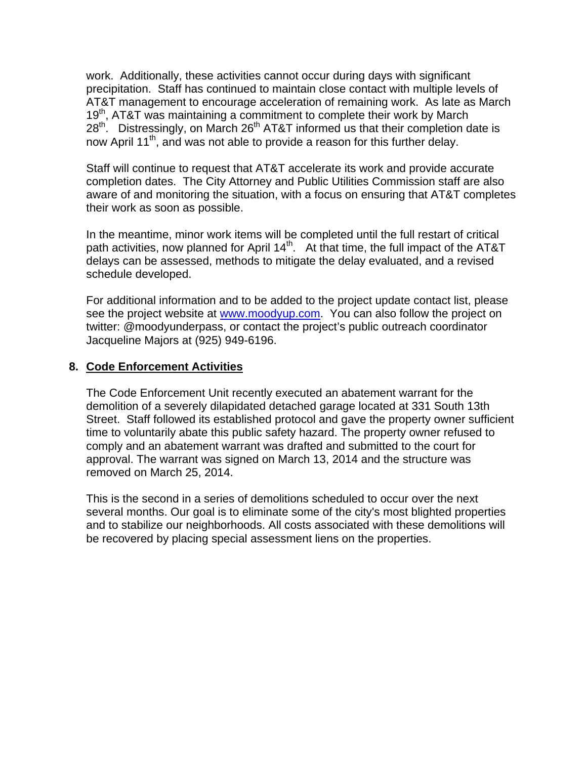work. Additionally, these activities cannot occur during days with significant precipitation. Staff has continued to maintain close contact with multiple levels of AT&T management to encourage acceleration of remaining work. As late as March 19th, AT&T was maintaining a commitment to complete their work by March 28th. Distressingly, on March 26th AT&T informed us that their completion date is now April 11th, and was not able to provide a reason for this further delay.

Staff will continue to request that AT&T accelerate its work and provide accurate completion dates. The City Attorney and Public Utilities Commission staff are also aware of and monitoring the situation, with a focus on ensuring that AT&T completes their work as soon as possible.

In the meantime, minor work items will be completed until the full restart of critical path activities, now planned for April 14th. At that time, the full impact of the AT&T delays can be assessed, methods to mitigate the delay evaluated, and a revised schedule developed.

For additional information and to be added to the project update contact list, please see the project website at www.moodyup.com. You can also follow the project on twitter: @moodyunderpass, or contact the project's public outreach coordinator Jacqueline Majors at (925) 949-6196.

**8. Code Enforcement Activities**

The Code Enforcement Unit recently executed an abatement warrant for the demolition of a severely dilapidated detached garage located at 331 South 13th Street. Staff followed its established protocol and gave the property owner sufficient time to voluntarily abate this public safety hazard. The property owner refused to comply and an abatement warrant was drafted and submitted to the court for approval. The warrant was signed on March 13, 2014 and the structure was removed on March 25, 2014.

This is the second in a series of demolitions scheduled to occur over the next several months. Our goal is to eliminate some of the city's most blighted properties and to stabilize our neighborhoods. All costs associated with these demolitions will be recovered by placing special assessment liens on the properties.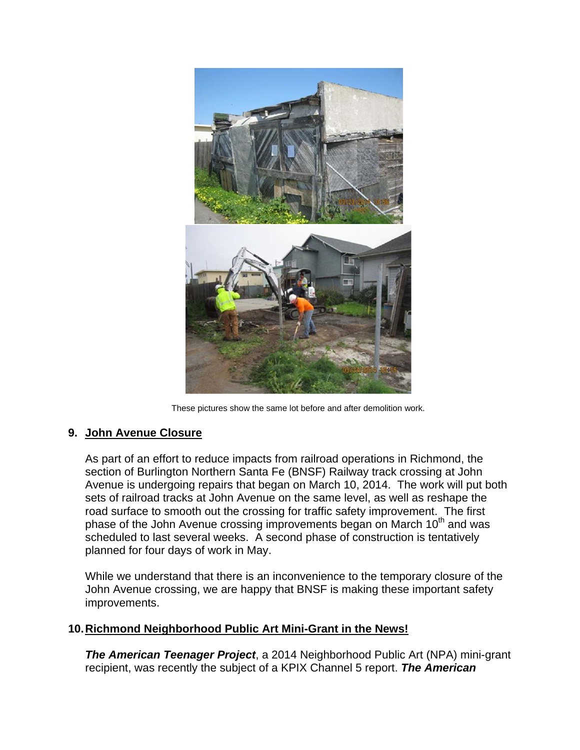These pictures show the same lot before and after demolition work.

## 9. John Avenue Closure

As part of an effort to reduce impacts from railroad operations in Richmond, the section of Burlington Northern Santa Fe (BNSF) Railway track crossing at John Avenue is undergoing repairs that began on March 10, 2014. The work will put both sets of railroad tracks at John Avenue on the same level, as well as reshape the road surface to smooth out the crossing for traffic safety improvement. The first phase of the John Avenue crossing improvements began on March 10th and was scheduled to last several weeks. A second phase of construction is tentatively planned for four days of work in May.

While we understand that there is an inconvenience to the temporary closure of the John Avenue crossing, we are happy that BNSF is making these important safety improvements.

## 10. Richmond Neighborhood Public Art Mini-Grant in the News!

***The American Teenager Project***, a 2014 Neighborhood Public Art (NPA) mini-grant recipient, was recently the subject of a KPIX Channel 5 report. ***The American***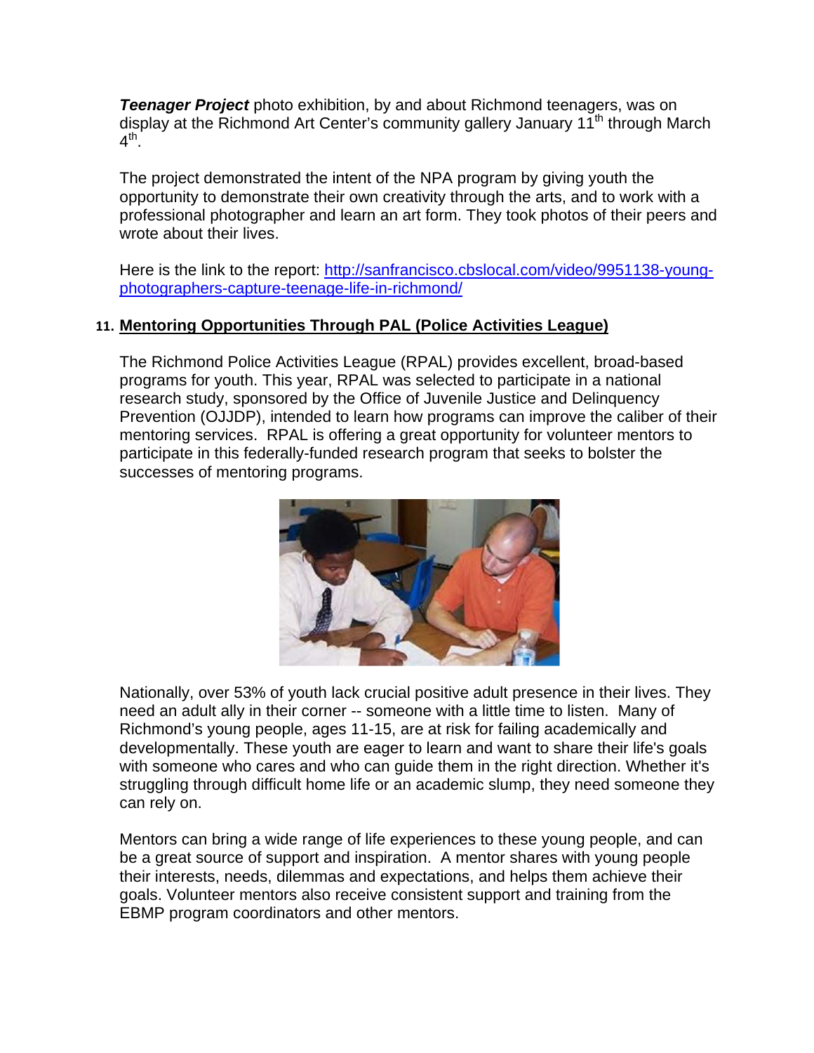***Teenager Project*** photo exhibition, by and about Richmond teenagers, was on display at the Richmond Art Center's community gallery January 11th through March 4th.

The project demonstrated the intent of the NPA program by giving youth the opportunity to demonstrate their own creativity through the arts, and to work with a professional photographer and learn an art form. They took photos of their peers and wrote about their lives.

Here is the link to the report: [http://sanfrancisco.cbslocal.com/video/9951138-young-photographers-capture-teenage-life-in-richmond/](http://sanfrancisco.cbslocal.com/video/9951138-young-photographers-capture-teenage-life-in-richmond/)

## 11. Mentoring Opportunities Through PAL (Police Activities League)

The Richmond Police Activities League (RPAL) provides excellent, broad-based programs for youth. This year, RPAL was selected to participate in a national research study, sponsored by the Office of Juvenile Justice and Delinquency Prevention (OJJDP), intended to learn how programs can improve the caliber of their mentoring services. RPAL is offering a great opportunity for volunteer mentors to participate in this federally-funded research program that seeks to bolster the successes of mentoring programs.

Nationally, over 53% of youth lack crucial positive adult presence in their lives. They need an adult ally in their corner -- someone with a little time to listen. Many of Richmond's young people, ages 11-15, are at risk for failing academically and developmentally. These youth are eager to learn and want to share their life's goals with someone who cares and who can guide them in the right direction. Whether it's struggling through difficult home life or an academic slump, they need someone they can rely on.

Mentors can bring a wide range of life experiences to these young people, and can be a great source of support and inspiration. A mentor shares with young people their interests, needs, dilemmas and expectations, and helps them achieve their goals. Volunteer mentors also receive consistent support and training from the EBMP program coordinators and other mentors.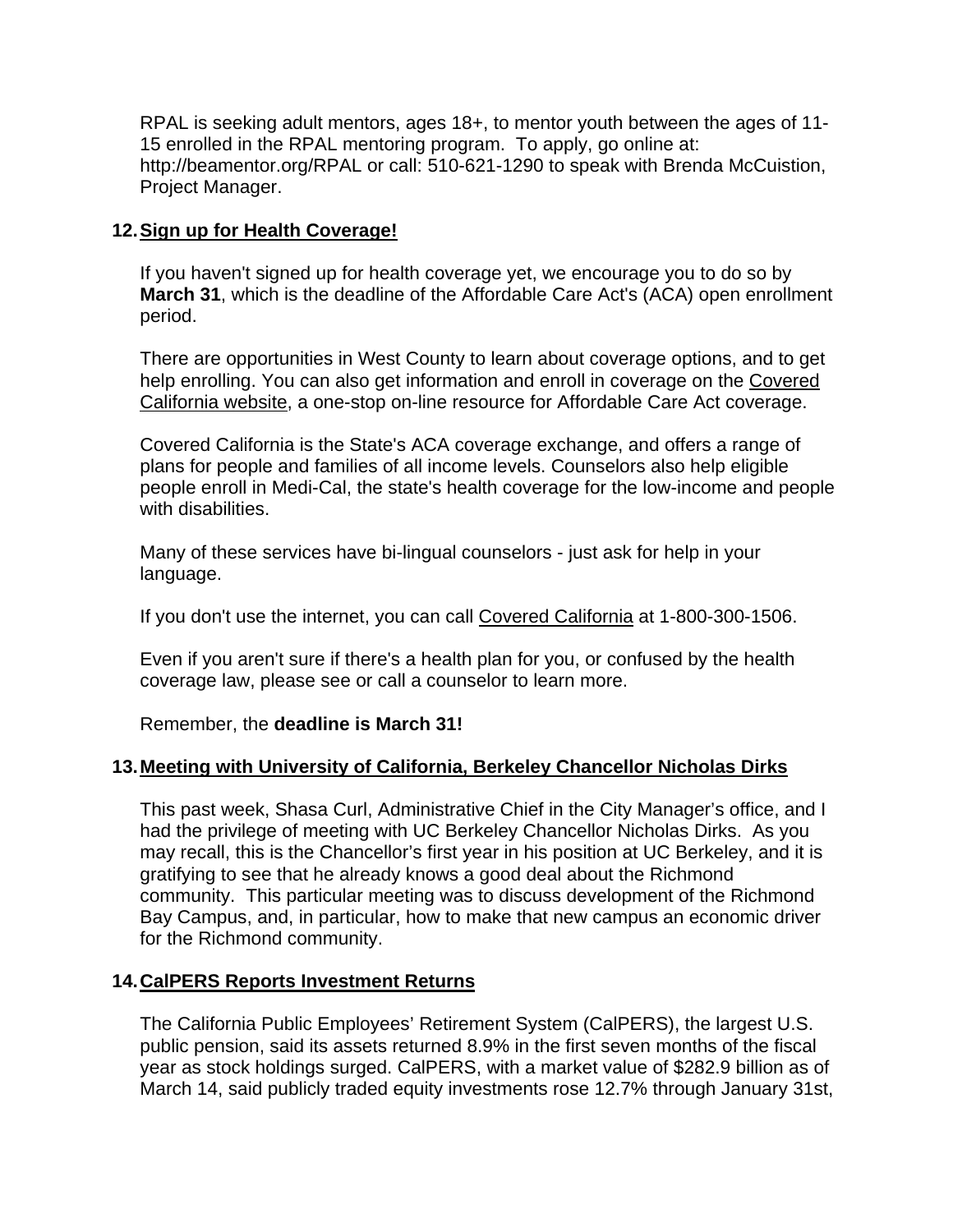RPAL is seeking adult mentors, ages 18+, to mentor youth between the ages of 11-15 enrolled in the RPAL mentoring program. To apply, go online at: http://beamentor.org/RPAL or call: 510-621-1290 to speak with Brenda McCuistion, Project Manager.

## 12. Sign up for Health Coverage!

If you haven't signed up for health coverage yet, we encourage you to do so by **March 31**, which is the deadline of the Affordable Care Act's (ACA) open enrollment period.

There are opportunities in West County to learn about coverage options, and to get help enrolling. You can also get information and enroll in coverage on the Covered California website, a one-stop on-line resource for Affordable Care Act coverage.

Covered California is the State's ACA coverage exchange, and offers a range of plans for people and families of all income levels. Counselors also help eligible people enroll in Medi-Cal, the state's health coverage for the low-income and people with disabilities.

Many of these services have bi-lingual counselors - just ask for help in your language.

If you don't use the internet, you can call Covered California at 1-800-300-1506.

Even if you aren't sure if there's a health plan for you, or confused by the health coverage law, please see or call a counselor to learn more.

Remember, the **deadline is March 31!**

## 13. Meeting with University of California, Berkeley Chancellor Nicholas Dirks

This past week, Shasa Curl, Administrative Chief in the City Manager's office, and I had the privilege of meeting with UC Berkeley Chancellor Nicholas Dirks. As you may recall, this is the Chancellor's first year in his position at UC Berkeley, and it is gratifying to see that he already knows a good deal about the Richmond community. This particular meeting was to discuss development of the Richmond Bay Campus, and, in particular, how to make that new campus an economic driver for the Richmond community.

## 14. CalPERS Reports Investment Returns

The California Public Employees' Retirement System (CalPERS), the largest U.S. public pension, said its assets returned 8.9% in the first seven months of the fiscal year as stock holdings surged. CalPERS, with a market value of $282.9 billion as of March 14, said publicly traded equity investments rose 12.7% through January 31st,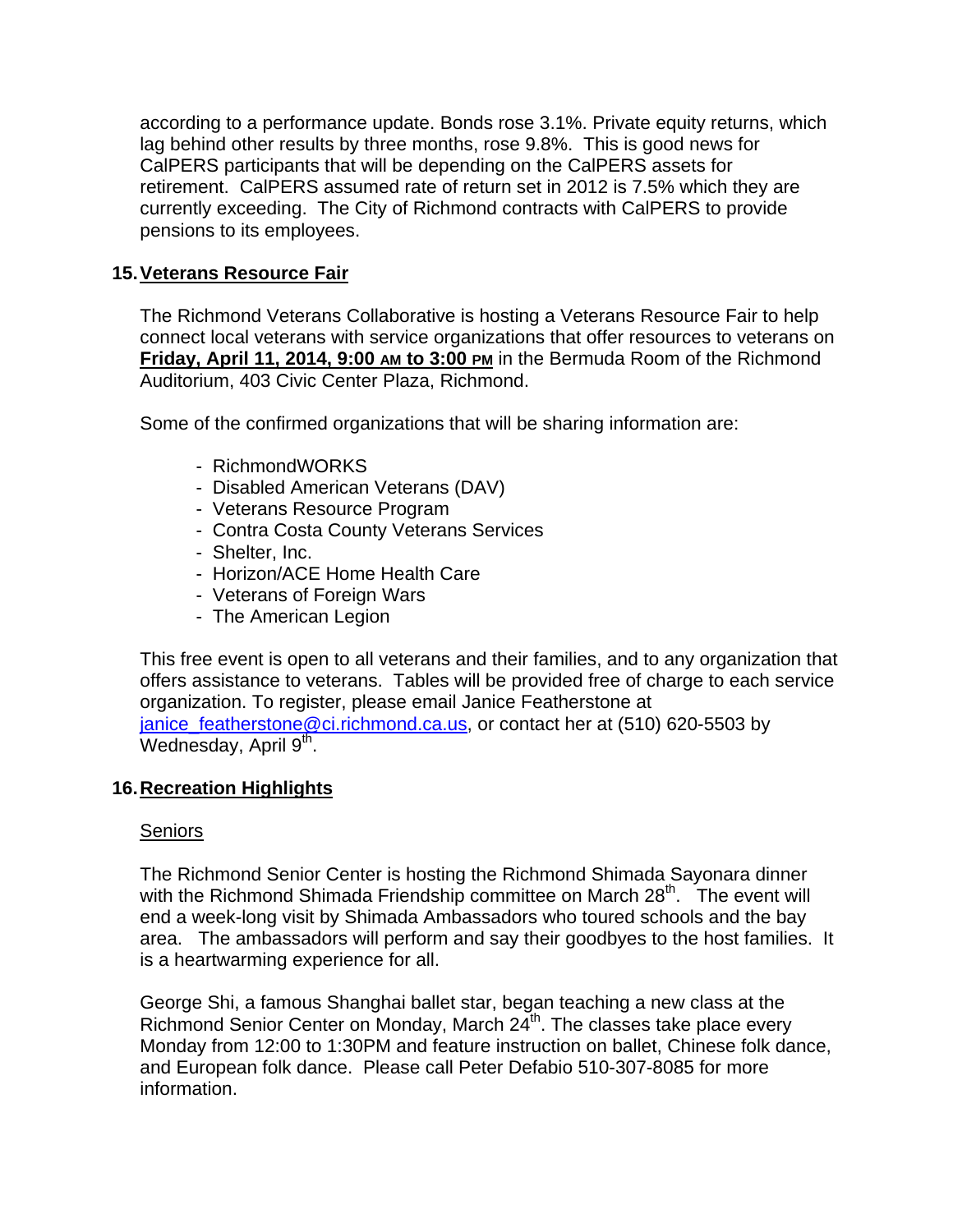according to a performance update. Bonds rose 3.1%. Private equity returns, which lag behind other results by three months, rose 9.8%. This is good news for CalPERS participants that will be depending on the CalPERS assets for retirement. CalPERS assumed rate of return set in 2012 is 7.5% which they are currently exceeding. The City of Richmond contracts with CalPERS to provide pensions to its employees.

## 15. Veterans Resource Fair

The Richmond Veterans Collaborative is hosting a Veterans Resource Fair to help connect local veterans with service organizations that offer resources to veterans on **Friday, April 11, 2014, 9:00 AM to 3:00 PM** in the Bermuda Room of the Richmond Auditorium, 403 Civic Center Plaza, Richmond.

Some of the confirmed organizations that will be sharing information are:

- RichmondWORKS
- Disabled American Veterans (DAV)
- Veterans Resource Program
- Contra Costa County Veterans Services
- Shelter, Inc.
- Horizon/ACE Home Health Care
- Veterans of Foreign Wars
- The American Legion

This free event is open to all veterans and their families, and to any organization that offers assistance to veterans. Tables will be provided free of charge to each service organization. To register, please email Janice Featherstone at janice_featherstone@ci.richmond.ca.us, or contact her at (510) 620-5503 by Wednesday, April 9th.

## 16. Recreation Highlights

Seniors

The Richmond Senior Center is hosting the Richmond Shimada Sayonara dinner with the Richmond Shimada Friendship committee on March 28th. The event will end a week-long visit by Shimada Ambassadors who toured schools and the bay area. The ambassadors will perform and say their goodbyes to the host families. It is a heartwarming experience for all.

George Shi, a famous Shanghai ballet star, began teaching a new class at the Richmond Senior Center on Monday, March 24th. The classes take place every Monday from 12:00 to 1:30PM and feature instruction on ballet, Chinese folk dance, and European folk dance. Please call Peter Defabio 510-307-8085 for more information.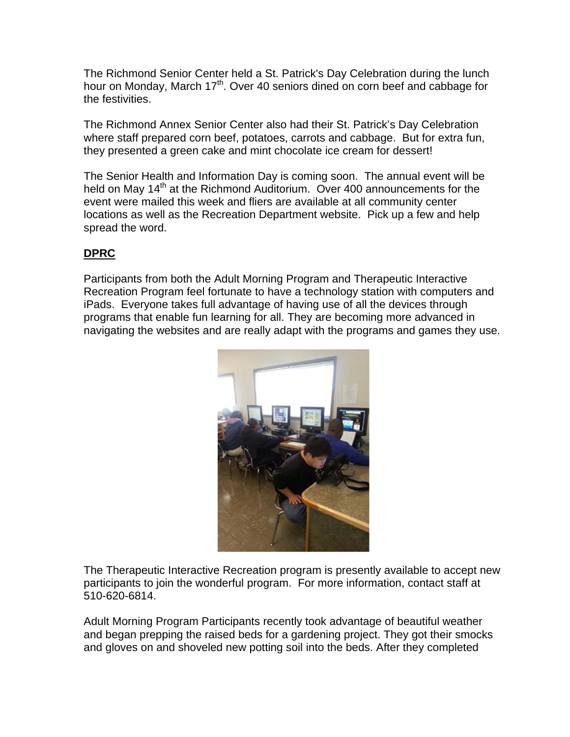The Richmond Senior Center held a St. Patrick's Day Celebration during the lunch hour on Monday, March 17th. Over 40 seniors dined on corn beef and cabbage for the festivities.

The Richmond Annex Senior Center also had their St. Patrick's Day Celebration where staff prepared corn beef, potatoes, carrots and cabbage. But for extra fun, they presented a green cake and mint chocolate ice cream for dessert!

The Senior Health and Information Day is coming soon. The annual event will be held on May 14th at the Richmond Auditorium. Over 400 announcements for the event were mailed this week and fliers are available at all community center locations as well as the Recreation Department website. Pick up a few and help spread the word.

**DPRC**

Participants from both the Adult Morning Program and Therapeutic Interactive Recreation Program feel fortunate to have a technology station with computers and iPads. Everyone takes full advantage of having use of all the devices through programs that enable fun learning for all. They are becoming more advanced in navigating the websites and are really adapt with the programs and games they use.

The Therapeutic Interactive Recreation program is presently available to accept new participants to join the wonderful program. For more information, contact staff at 510-620-6814.

Adult Morning Program Participants recently took advantage of beautiful weather and began prepping the raised beds for a gardening project. They got their smocks and gloves on and shoveled new potting soil into the beds. After they completed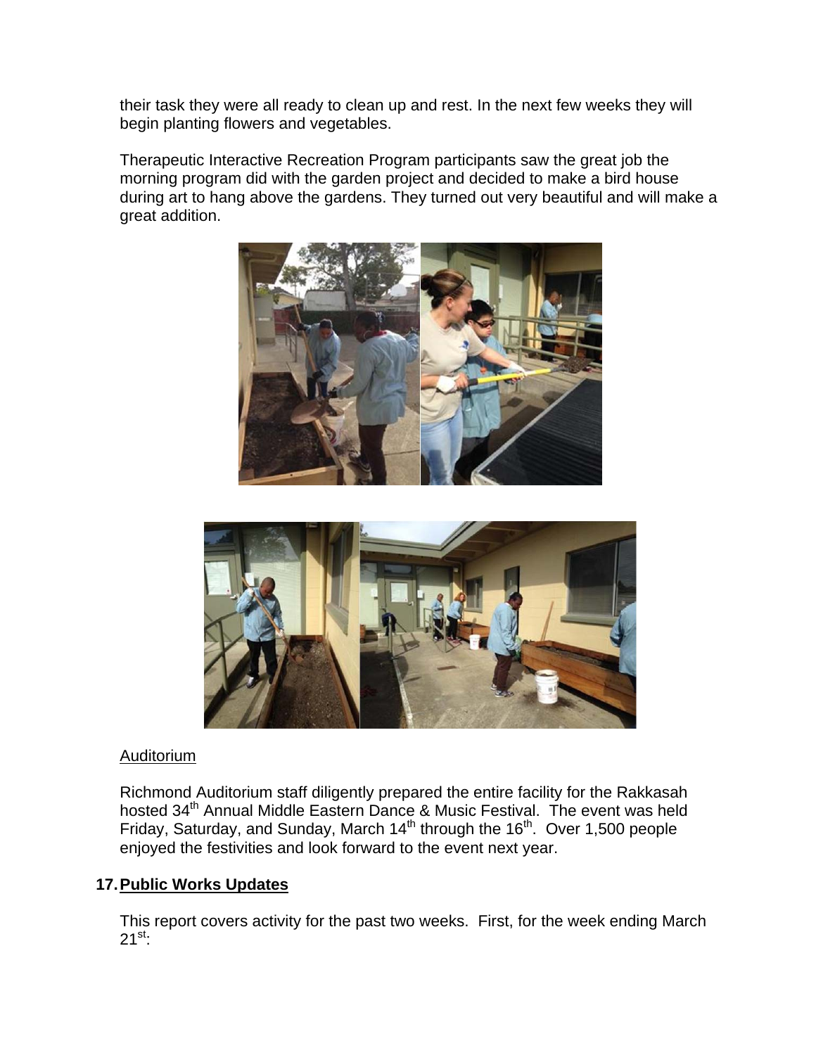their task they were all ready to clean up and rest. In the next few weeks they will begin planting flowers and vegetables.

Therapeutic Interactive Recreation Program participants saw the great job the morning program did with the garden project and decided to make a bird house during art to hang above the gardens. They turned out very beautiful and will make a great addition.

Auditorium

Richmond Auditorium staff diligently prepared the entire facility for the Rakkasah hosted 34th Annual Middle Eastern Dance & Music Festival. The event was held Friday, Saturday, and Sunday, March 14th through the 16th. Over 1,500 people enjoyed the festivities and look forward to the event next year.

## 17. Public Works Updates

This report covers activity for the past two weeks. First, for the week ending March 21st: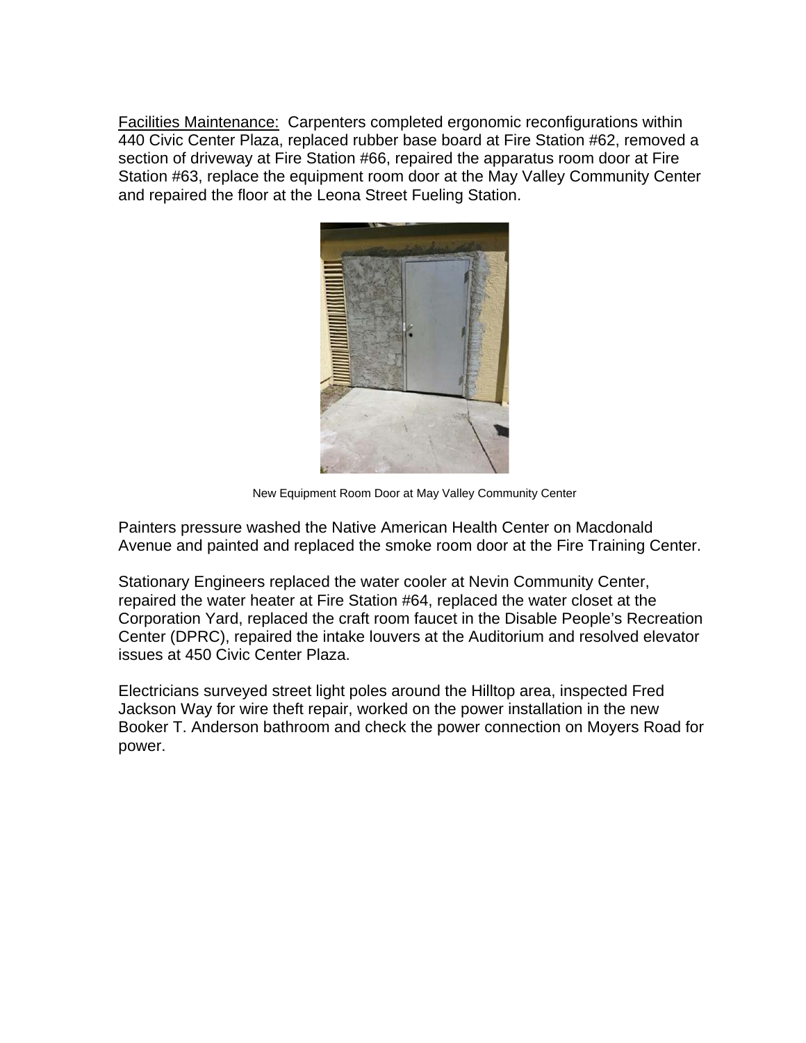Facilities Maintenance: Carpenters completed ergonomic reconfigurations within 440 Civic Center Plaza, replaced rubber base board at Fire Station #62, removed a section of driveway at Fire Station #66, repaired the apparatus room door at Fire Station #63, replace the equipment room door at the May Valley Community Center and repaired the floor at the Leona Street Fueling Station.

New Equipment Room Door at May Valley Community Center

Painters pressure washed the Native American Health Center on Macdonald Avenue and painted and replaced the smoke room door at the Fire Training Center.

Stationary Engineers replaced the water cooler at Nevin Community Center, repaired the water heater at Fire Station #64, replaced the water closet at the Corporation Yard, replaced the craft room faucet in the Disable People's Recreation Center (DPRC), repaired the intake louvers at the Auditorium and resolved elevator issues at 450 Civic Center Plaza.

Electricians surveyed street light poles around the Hilltop area, inspected Fred Jackson Way for wire theft repair, worked on the power installation in the new Booker T. Anderson bathroom and check the power connection on Moyers Road for power.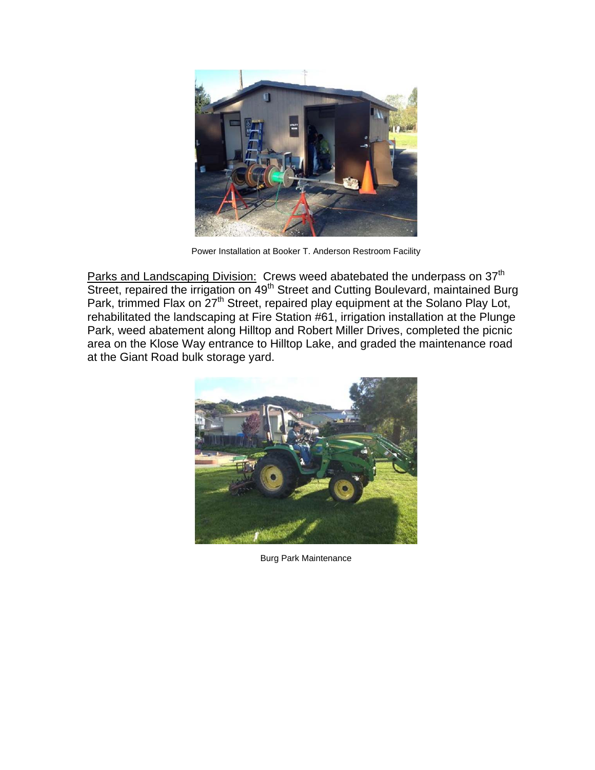Power Installation at Booker T. Anderson Restroom Facility

<u>Parks and Landscaping Division:</u> Crews weed abatebated the underpass on 37th Street, repaired the irrigation on 49th Street and Cutting Boulevard, maintained Burg Park, trimmed Flax on 27th Street, repaired play equipment at the Solano Play Lot, rehabilitated the landscaping at Fire Station #61, irrigation installation at the Plunge Park, weed abatement along Hilltop and Robert Miller Drives, completed the picnic area on the Klose Way entrance to Hilltop Lake, and graded the maintenance road at the Giant Road bulk storage yard.

Burg Park Maintenance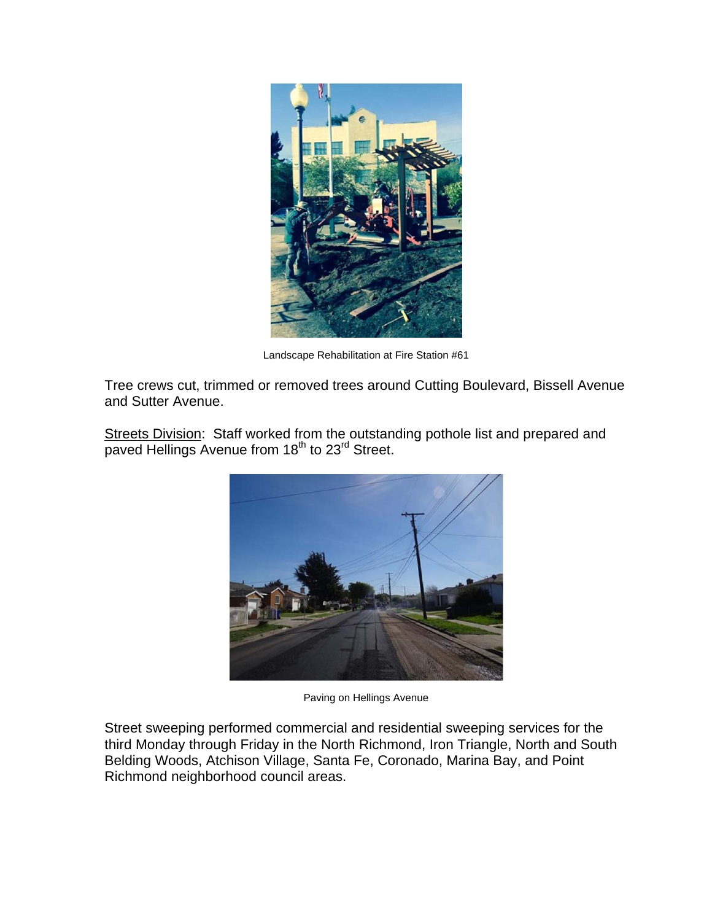Landscape Rehabilitation at Fire Station #61

Tree crews cut, trimmed or removed trees around Cutting Boulevard, Bissell Avenue and Sutter Avenue.

Streets Division: Staff worked from the outstanding pothole list and prepared and paved Hellings Avenue from 18th to 23rd Street.

Paving on Hellings Avenue

Street sweeping performed commercial and residential sweeping services for the third Monday through Friday in the North Richmond, Iron Triangle, North and South Belding Woods, Atchison Village, Santa Fe, Coronado, Marina Bay, and Point Richmond neighborhood council areas.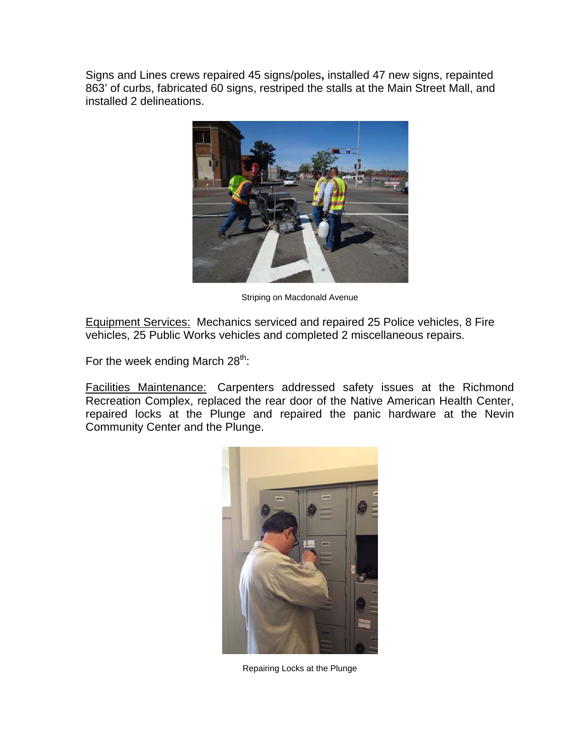Signs and Lines crews repaired 45 signs/poles**,** installed 47 new signs, repainted 863' of curbs, fabricated 60 signs, restriped the stalls at the Main Street Mall, and installed 2 delineations.

Striping on Macdonald Avenue

Equipment Services: Mechanics serviced and repaired 25 Police vehicles, 8 Fire vehicles, 25 Public Works vehicles and completed 2 miscellaneous repairs.

For the week ending March 28th:

Facilities Maintenance: Carpenters addressed safety issues at the Richmond Recreation Complex, replaced the rear door of the Native American Health Center, repaired locks at the Plunge and repaired the panic hardware at the Nevin Community Center and the Plunge.

Repairing Locks at the Plunge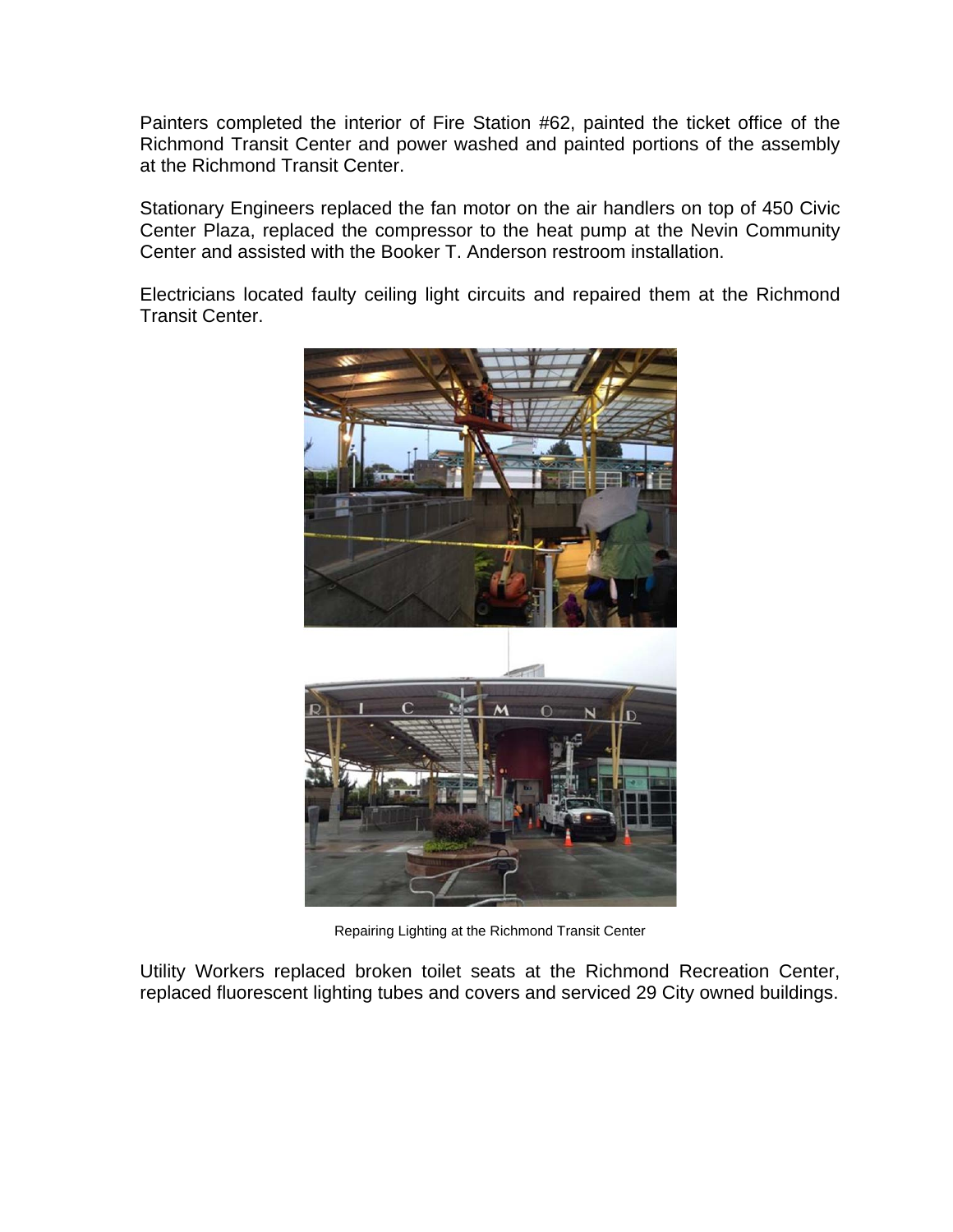Painters completed the interior of Fire Station #62, painted the ticket office of the Richmond Transit Center and power washed and painted portions of the assembly at the Richmond Transit Center.

Stationary Engineers replaced the fan motor on the air handlers on top of 450 Civic Center Plaza, replaced the compressor to the heat pump at the Nevin Community Center and assisted with the Booker T. Anderson restroom installation.

Electricians located faulty ceiling light circuits and repaired them at the Richmond Transit Center.

Repairing Lighting at the Richmond Transit Center

Utility Workers replaced broken toilet seats at the Richmond Recreation Center, replaced fluorescent lighting tubes and covers and serviced 29 City owned buildings.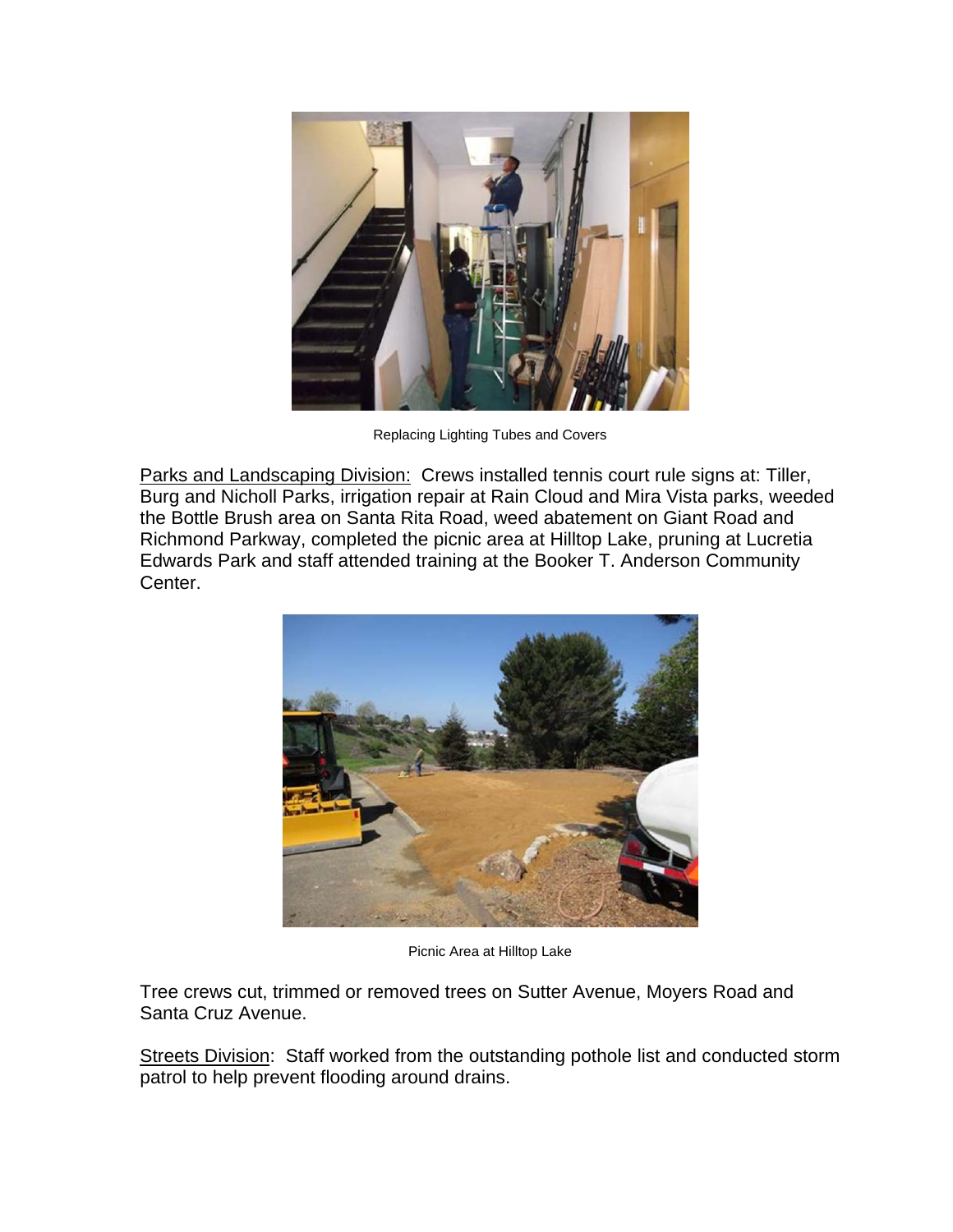Replacing Lighting Tubes and Covers

<u>Parks and Landscaping Division:</u> Crews installed tennis court rule signs at: Tiller, Burg and Nicholl Parks, irrigation repair at Rain Cloud and Mira Vista parks, weeded the Bottle Brush area on Santa Rita Road, weed abatement on Giant Road and Richmond Parkway, completed the picnic area at Hilltop Lake, pruning at Lucretia Edwards Park and staff attended training at the Booker T. Anderson Community Center.

Picnic Area at Hilltop Lake

Tree crews cut, trimmed or removed trees on Sutter Avenue, Moyers Road and Santa Cruz Avenue.

<u>Streets Division</u>: Staff worked from the outstanding pothole list and conducted storm patrol to help prevent flooding around drains.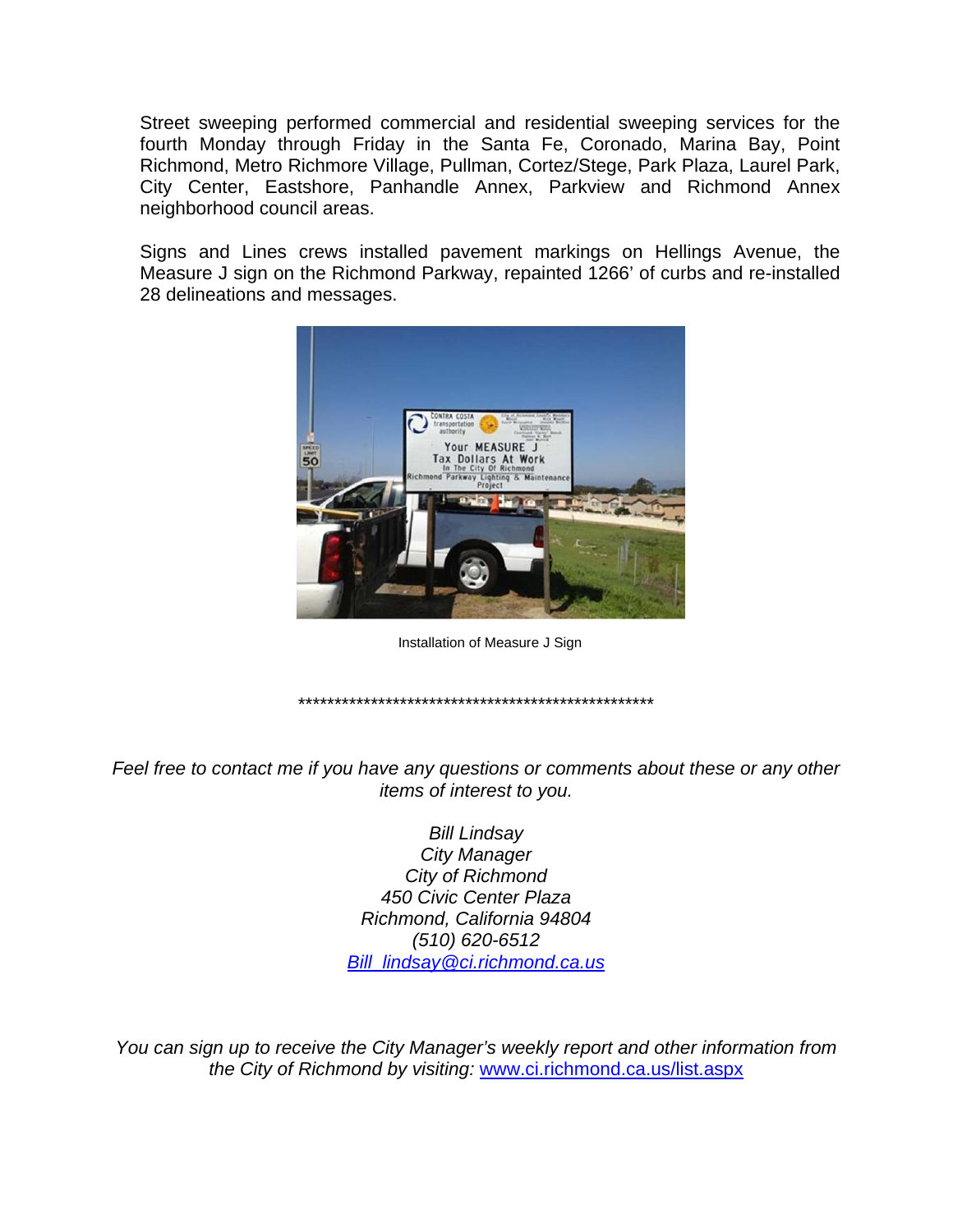Street sweeping performed commercial and residential sweeping services for the fourth Monday through Friday in the Santa Fe, Coronado, Marina Bay, Point Richmond, Metro Richmore Village, Pullman, Cortez/Stege, Park Plaza, Laurel Park, City Center, Eastshore, Panhandle Annex, Parkview and Richmond Annex neighborhood council areas.

Signs and Lines crews installed pavement markings on Hellings Avenue, the Measure J sign on the Richmond Parkway, repainted 1266' of curbs and re-installed 28 delineations and messages.

Installation of Measure J Sign

***************************************************

*Feel free to contact me if you have any questions or comments about these or any other items of interest to you.*

*Bill Lindsay*
*City Manager*
*City of Richmond*
*450 Civic Center Plaza*
*Richmond, California 94804*
*(510) 620-6512*
*Bill_lindsay@ci.richmond.ca.us*

*You can sign up to receive the City Manager's weekly report and other information from the City of Richmond by visiting:* www.ci.richmond.ca.us/list.aspx